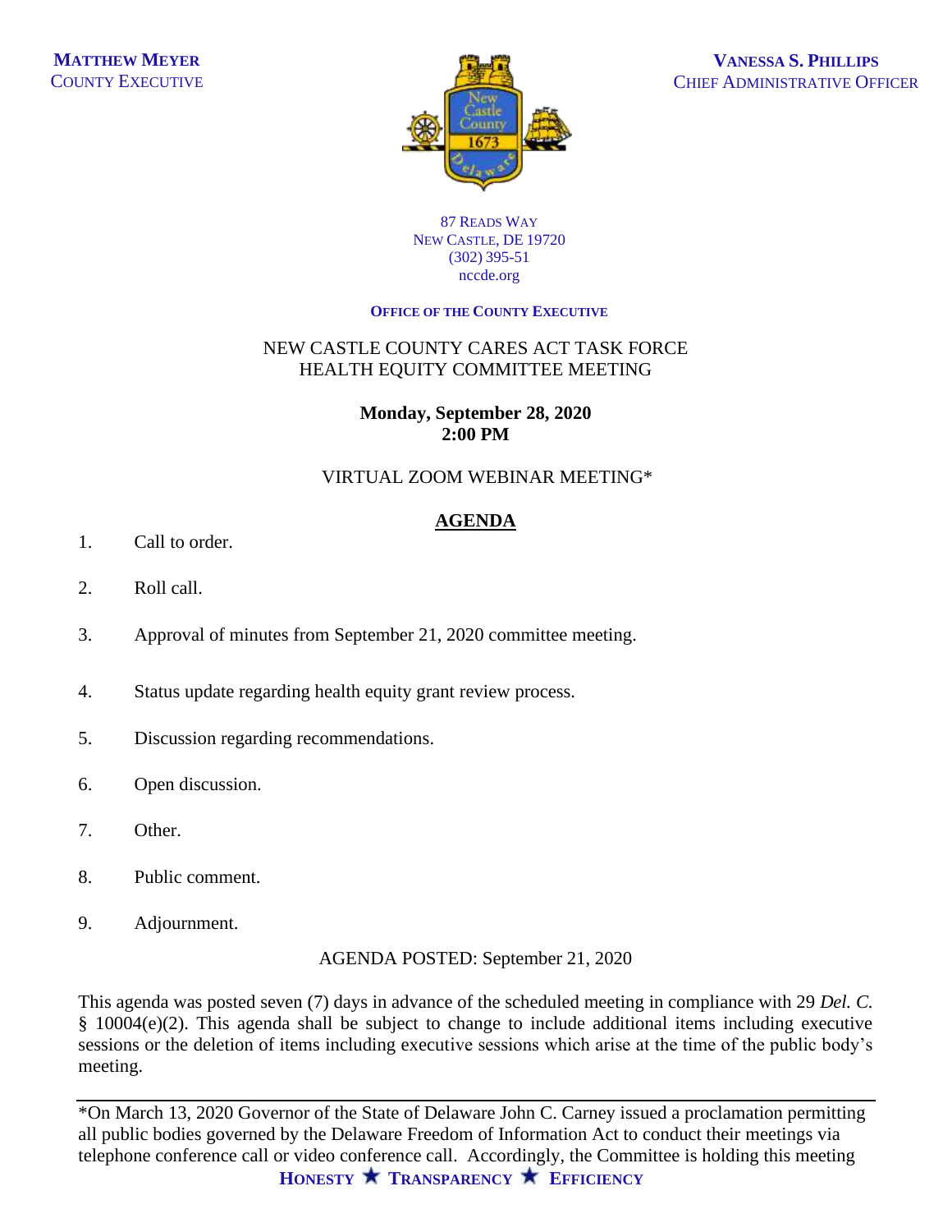**MATTHEW MEYER**
COUNTY EXECUTIVE

**VANESSA S. PHILLIPS**
CHIEF ADMINISTRATIVE OFFICER

87 READS WAY
NEW CASTLE, DE 19720
(302) 395-51
nccde.org

**OFFICE OF THE COUNTY EXECUTIVE**

NEW CASTLE COUNTY CARES ACT TASK FORCE
HEALTH EQUITY COMMITTEE MEETING

**Monday, September 28, 2020**
**2:00 PM**

VIRTUAL ZOOM WEBINAR MEETING*

**AGENDA**

1. Call to order.

2. Roll call.

3. Approval of minutes from September 21, 2020 committee meeting.

4. Status update regarding health equity grant review process.

5. Discussion regarding recommendations.

6. Open discussion.

7. Other.

8. Public comment.

9. Adjournment.

AGENDA POSTED: September 21, 2020

This agenda was posted seven (7) days in advance of the scheduled meeting in compliance with 29 *Del. C.* § 10004(e)(2). This agenda shall be subject to change to include additional items including executive sessions or the deletion of items including executive sessions which arise at the time of the public body's meeting.

---

*On March 13, 2020 Governor of the State of Delaware John C. Carney issued a proclamation permitting all public bodies governed by the Delaware Freedom of Information Act to conduct their meetings via telephone conference call or video conference call. Accordingly, the Committee is holding this meeting

**HONESTY ★ TRANSPARENCY ★ EFFICIENCY**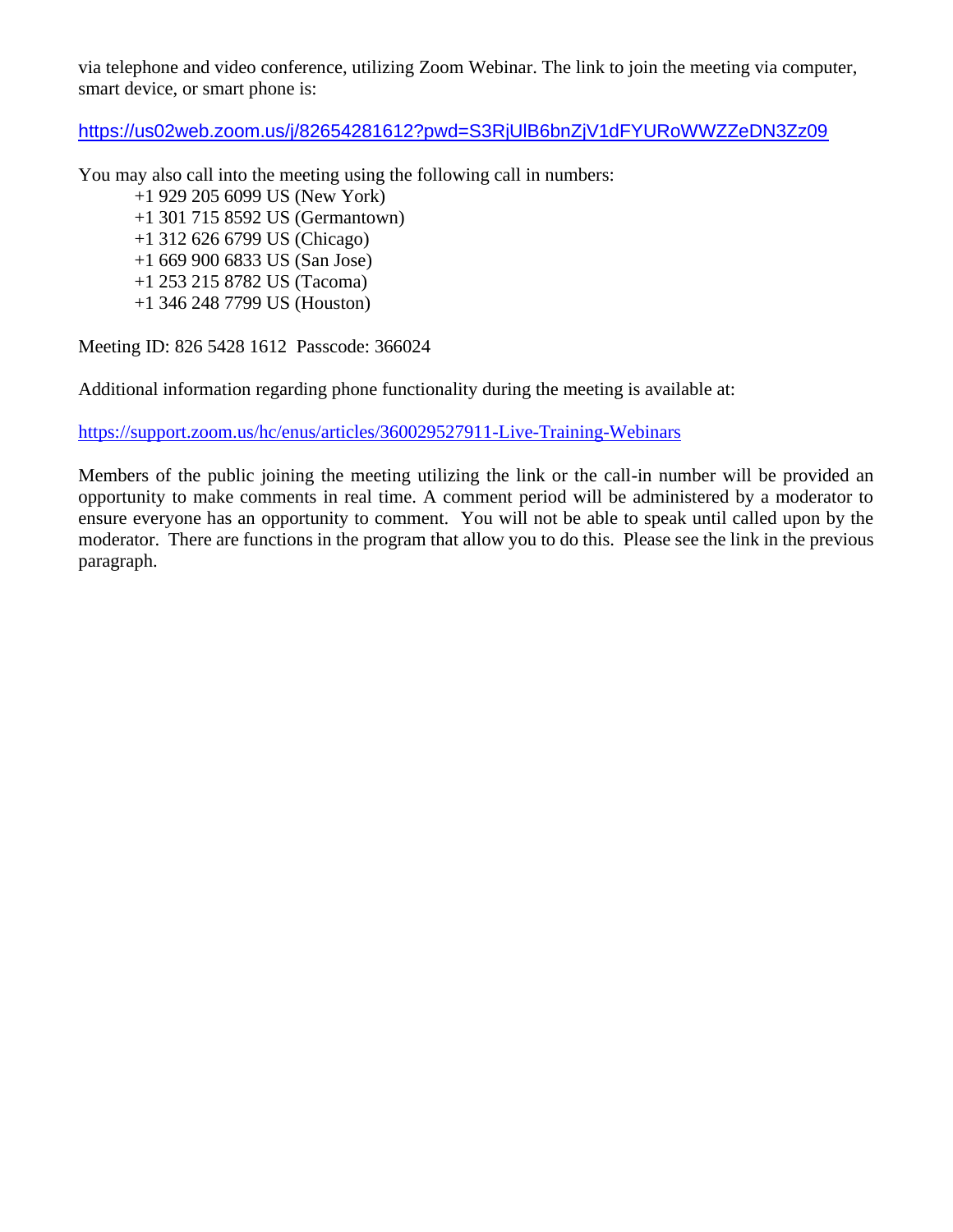via telephone and video conference, utilizing Zoom Webinar. The link to join the meeting via computer, smart device, or smart phone is:

https://us02web.zoom.us/j/82654281612?pwd=S3RjUlB6bnZjV1dFYURoWWZZeDN3Zz09

You may also call into the meeting using the following call in numbers:

+1 929 205 6099 US (New York)  
+1 301 715 8592 US (Germantown)  
+1 312 626 6799 US (Chicago)  
+1 669 900 6833 US (San Jose)  
+1 253 215 8782 US (Tacoma)  
+1 346 248 7799 US (Houston)

Meeting ID: 826 5428 1612  Passcode: 366024

Additional information regarding phone functionality during the meeting is available at:

https://support.zoom.us/hc/enus/articles/360029527911-Live-Training-Webinars

Members of the public joining the meeting utilizing the link or the call-in number will be provided an opportunity to make comments in real time. A comment period will be administered by a moderator to ensure everyone has an opportunity to comment. You will not be able to speak until called upon by the moderator. There are functions in the program that allow you to do this. Please see the link in the previous paragraph.